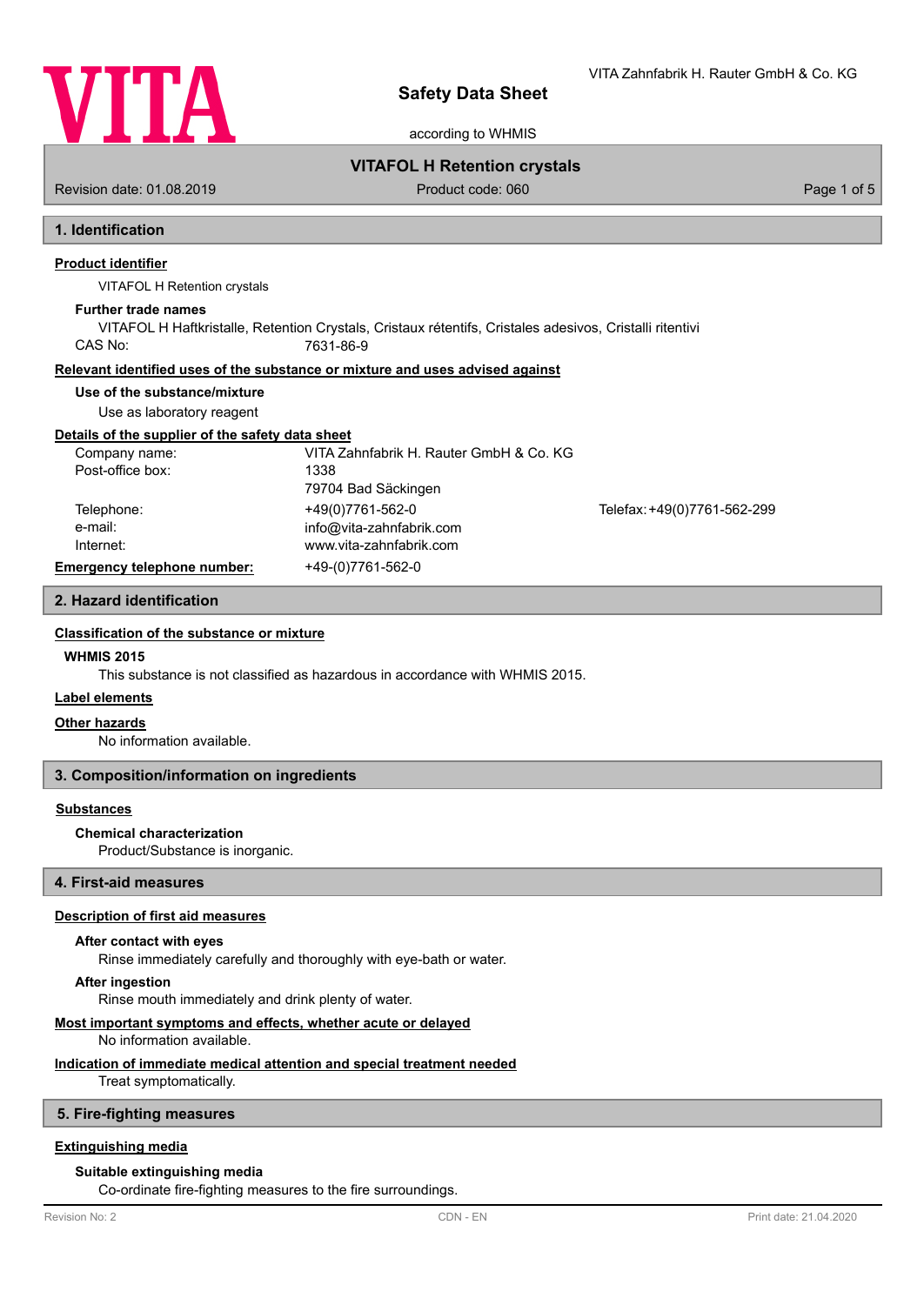# Safety Data Sheet

according to WHMIS

VITA Zahnfabrik H. Rauter GmbH & Co. KG

**VITAFOL H Retention crystals**

Revision date: 01.08.2019 | Product code: 060

## 1. Identification

### Product identifier

VITAFOL H Retention crystals

**Further trade names**

VITAFOL H Haftkristalle, Retention Crystals, Cristaux rétentifs, Cristales adesivos, Cristalli ritentivi

CAS No: 7631-86-9

### Relevant identified uses of the substance or mixture and uses advised against

**Use of the substance/mixture**

Use as laboratory reagent

### Details of the supplier of the safety data sheet

| | | |
|---|---|---|
| Company name: | VITA Zahnfabrik H. Rauter GmbH & Co. KG | |
| Post-office box: | 1338 | |
| | 79704 Bad Säckingen | |
| Telephone: | +49(0)7761-562-0 | Telefax: +49(0)7761-562-299 |
| e-mail: | info@vita-zahnfabrik.com | |
| Internet: | www.vita-zahnfabrik.com | |

**Emergency telephone number:** +49-(0)7761-562-0

## 2. Hazard identification

### Classification of the substance or mixture

**WHMIS 2015**

This substance is not classified as hazardous in accordance with WHMIS 2015.

### Label elements

### Other hazards

No information available.

## 3. Composition/information on ingredients

### Substances

**Chemical characterization**

Product/Substance is inorganic.

## 4. First-aid measures

### Description of first aid measures

**After contact with eyes**

Rinse immediately carefully and thoroughly with eye-bath or water.

**After ingestion**

Rinse mouth immediately and drink plenty of water.

### Most important symptoms and effects, whether acute or delayed

No information available.

### Indication of immediate medical attention and special treatment needed

Treat symptomatically.

## 5. Fire-fighting measures

### Extinguishing media

**Suitable extinguishing media**

Co-ordinate fire-fighting measures to the fire surroundings.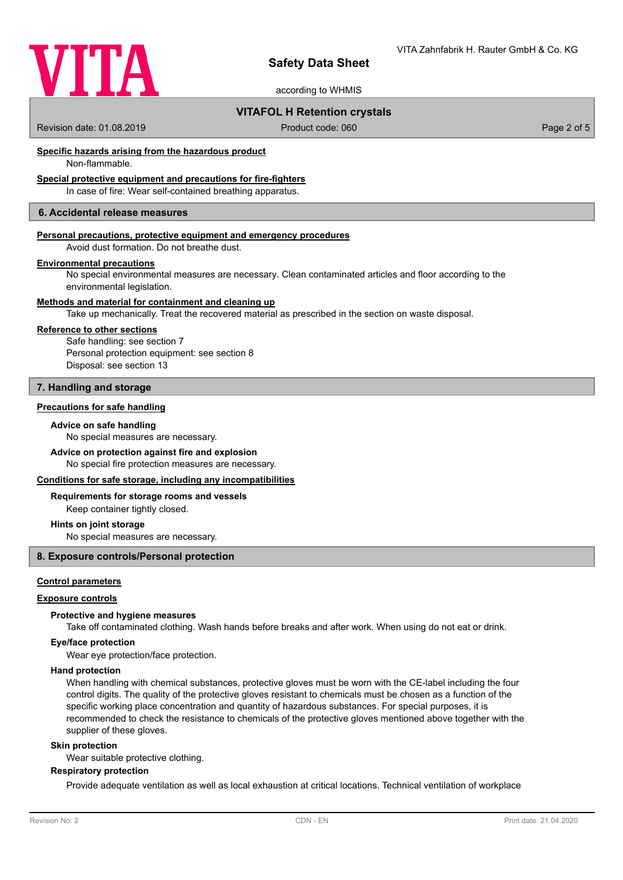#### Specific hazards arising from the hazardous product

Non-flammable.

#### Special protective equipment and precautions for fire-fighters

In case of fire: Wear self-contained breathing apparatus.

## 6. Accidental release measures

#### Personal precautions, protective equipment and emergency procedures

Avoid dust formation. Do not breathe dust.

#### Environmental precautions

No special environmental measures are necessary. Clean contaminated articles and floor according to the environmental legislation.

#### Methods and material for containment and cleaning up

Take up mechanically. Treat the recovered material as prescribed in the section on waste disposal.

#### Reference to other sections

Safe handling: see section 7
Personal protection equipment: see section 8
Disposal: see section 13

## 7. Handling and storage

#### Precautions for safe handling

**Advice on safe handling**

No special measures are necessary.

**Advice on protection against fire and explosion**

No special fire protection measures are necessary.

#### Conditions for safe storage, including any incompatibilities

**Requirements for storage rooms and vessels**

Keep container tightly closed.

**Hints on joint storage**

No special measures are necessary.

## 8. Exposure controls/Personal protection

#### Control parameters

#### Exposure controls

**Protective and hygiene measures**

Take off contaminated clothing. Wash hands before breaks and after work. When using do not eat or drink.

**Eye/face protection**

Wear eye protection/face protection.

**Hand protection**

When handling with chemical substances, protective gloves must be worn with the CE-label including the four control digits. The quality of the protective gloves resistant to chemicals must be chosen as a function of the specific working place concentration and quantity of hazardous substances. For special purposes, it is recommended to check the resistance to chemicals of the protective gloves mentioned above together with the supplier of these gloves.

**Skin protection**

Wear suitable protective clothing.

**Respiratory protection**

Provide adequate ventilation as well as local exhaustion at critical locations. Technical ventilation of workplace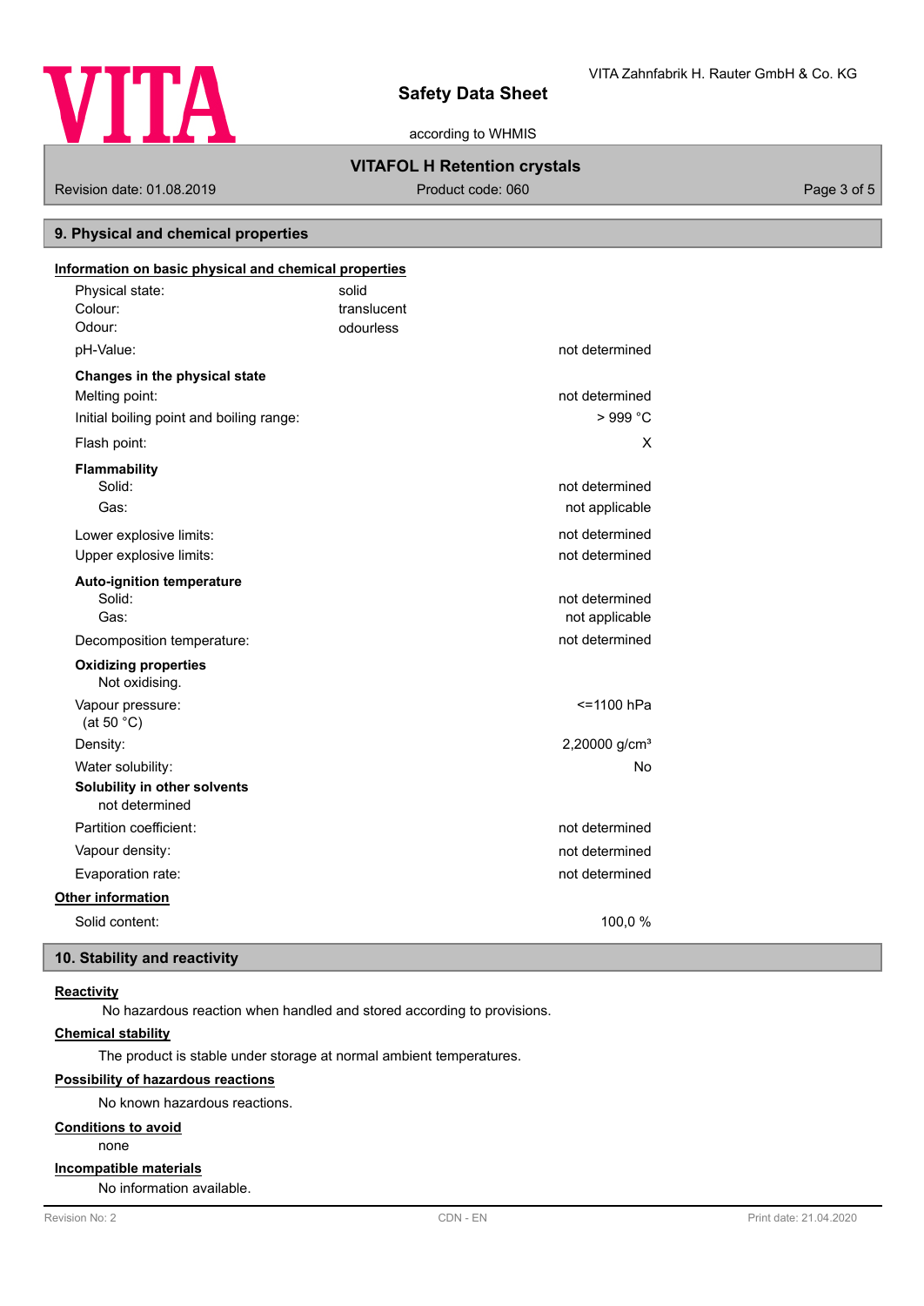## 9. Physical and chemical properties

### Information on basic physical and chemical properties

| | | |
|---|---|---|
| Physical state: | solid | |
| Colour: | translucent | |
| Odour: | odourless | |
| pH-Value: | | not determined |
| **Changes in the physical state** | | |
| Melting point: | | not determined |
| Initial boiling point and boiling range: | | > 999 °C |
| Flash point: | | X |
| **Flammability** | | |
| Solid: | | not determined |
| Gas: | | not applicable |
| Lower explosive limits: | | not determined |
| Upper explosive limits: | | not determined |
| **Auto-ignition temperature** | | |
| Solid: | | not determined |
| Gas: | | not applicable |
| Decomposition temperature: | | not determined |
| **Oxidizing properties** | | |
| Not oxidising. | | |
| Vapour pressure: (at 50 °C) | | <=1100 hPa |
| Density: | | 2,20000 g/cm³ |
| Water solubility: | | No |
| **Solubility in other solvents** | | |
| not determined | | |
| Partition coefficient: | | not determined |
| Vapour density: | | not determined |
| Evaporation rate: | | not determined |

### Other information

| | |
|---|---|
| Solid content: | 100,0 % |

## 10. Stability and reactivity

### Reactivity

No hazardous reaction when handled and stored according to provisions.

### Chemical stability

The product is stable under storage at normal ambient temperatures.

### Possibility of hazardous reactions

No known hazardous reactions.

### Conditions to avoid

none

### Incompatible materials

No information available.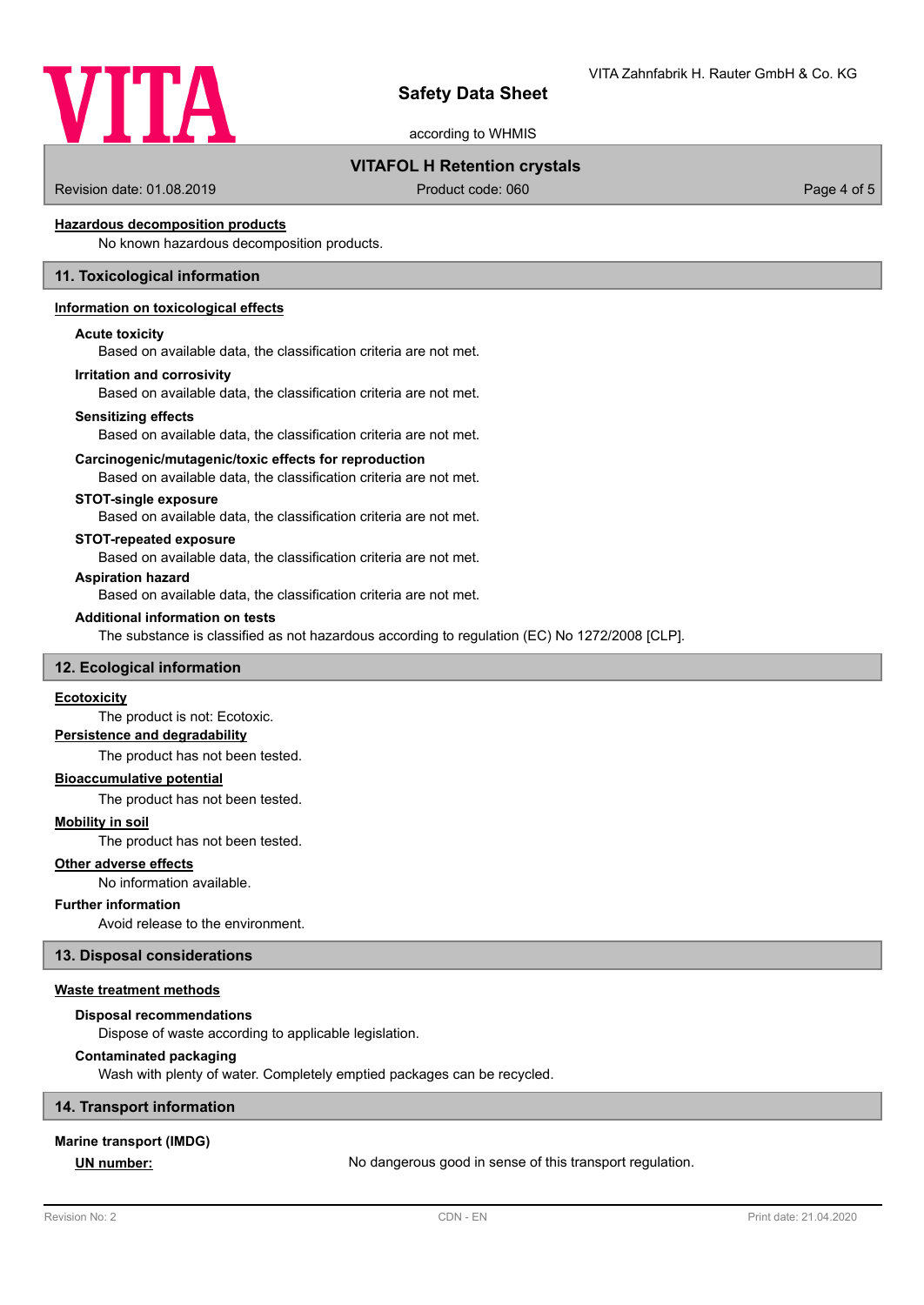#### Hazardous decomposition products

No known hazardous decomposition products.

## 11. Toxicological information

#### Information on toxicological effects

**Acute toxicity**

Based on available data, the classification criteria are not met.

**Irritation and corrosivity**

Based on available data, the classification criteria are not met.

**Sensitizing effects**

Based on available data, the classification criteria are not met.

**Carcinogenic/mutagenic/toxic effects for reproduction**

Based on available data, the classification criteria are not met.

**STOT-single exposure**

Based on available data, the classification criteria are not met.

**STOT-repeated exposure**

Based on available data, the classification criteria are not met.

**Aspiration hazard**

Based on available data, the classification criteria are not met.

**Additional information on tests**

The substance is classified as not hazardous according to regulation (EC) No 1272/2008 [CLP].

## 12. Ecological information

#### Ecotoxicity

The product is not: Ecotoxic.

#### Persistence and degradability

The product has not been tested.

#### Bioaccumulative potential

The product has not been tested.

#### Mobility in soil

The product has not been tested.

#### Other adverse effects

No information available.

**Further information**

Avoid release to the environment.

## 13. Disposal considerations

#### Waste treatment methods

**Disposal recommendations**

Dispose of waste according to applicable legislation.

**Contaminated packaging**

Wash with plenty of water. Completely emptied packages can be recycled.

## 14. Transport information

**Marine transport (IMDG)**

**UN number:** No dangerous good in sense of this transport regulation.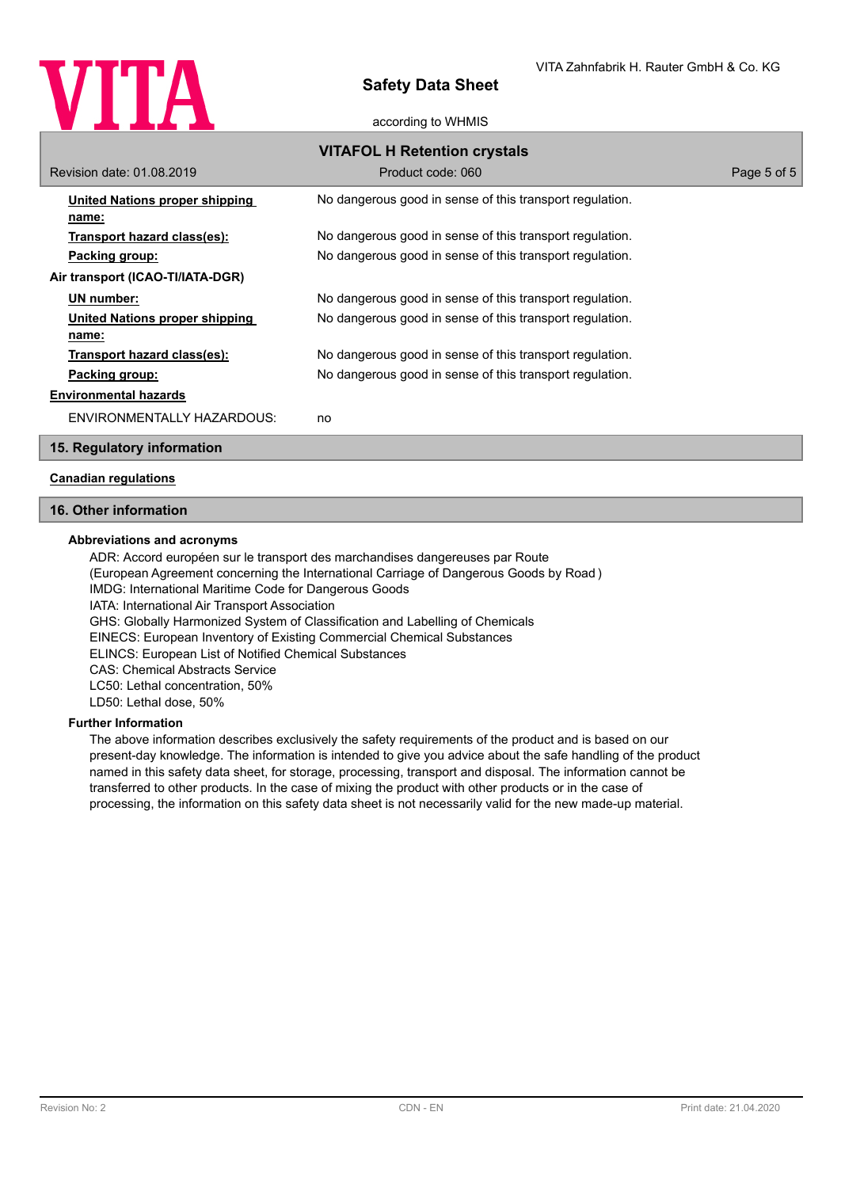| | |
|---|---|
| **United Nations proper shipping name:** | No dangerous good in sense of this transport regulation. |
| **Transport hazard class(es):** | No dangerous good in sense of this transport regulation. |
| **Packing group:** | No dangerous good in sense of this transport regulation. |

**Air transport (ICAO-TI/IATA-DGR)**

| | |
|---|---|
| **UN number:** | No dangerous good in sense of this transport regulation. |
| **United Nations proper shipping name:** | No dangerous good in sense of this transport regulation. |
| **Transport hazard class(es):** | No dangerous good in sense of this transport regulation. |
| **Packing group:** | No dangerous good in sense of this transport regulation. |

**Environmental hazards**

| | |
|---|---|
| ENVIRONMENTALLY HAZARDOUS: | no |

## 15. Regulatory information

**Canadian regulations**

## 16. Other information

**Abbreviations and acronyms**

ADR: Accord européen sur le transport des marchandises dangereuses par Route
(European Agreement concerning the International Carriage of Dangerous Goods by Road )
IMDG: International Maritime Code for Dangerous Goods
IATA: International Air Transport Association
GHS: Globally Harmonized System of Classification and Labelling of Chemicals
EINECS: European Inventory of Existing Commercial Chemical Substances
ELINCS: European List of Notified Chemical Substances
CAS: Chemical Abstracts Service
LC50: Lethal concentration, 50%
LD50: Lethal dose, 50%

**Further Information**

The above information describes exclusively the safety requirements of the product and is based on our present-day knowledge. The information is intended to give you advice about the safe handling of the product named in this safety data sheet, for storage, processing, transport and disposal. The information cannot be transferred to other products. In the case of mixing the product with other products or in the case of processing, the information on this safety data sheet is not necessarily valid for the new made-up material.